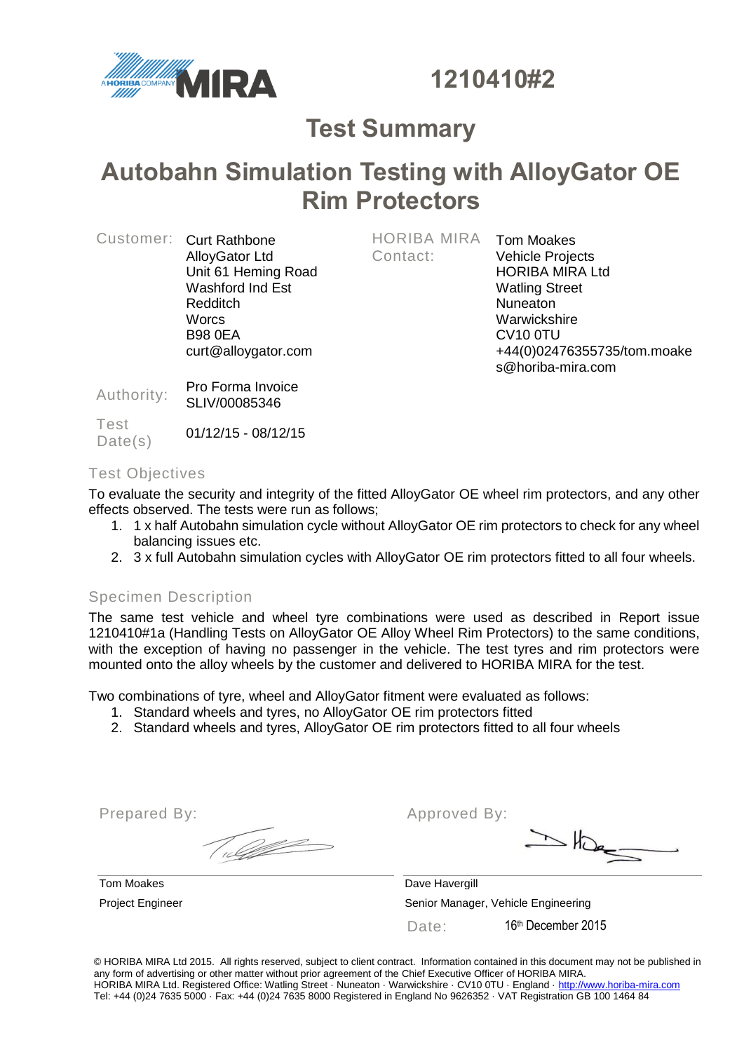# 1210410#2

## Test Summary

# Autobahn Simulation Testing with AlloyGator OE Rim Protectors

| | | | |
|---|---|---|---|
| Customer: | Curt Rathbone<br>AlloyGator Ltd<br>Unit 61 Heming Road<br>Washford Ind Est<br>Redditch<br>Worcs<br>B98 0EA<br>curt@alloygator.com | HORIBA MIRA Contact: | Tom Moakes<br>Vehicle Projects<br>HORIBA MIRA Ltd<br>Watling Street<br>Nuneaton<br>Warwickshire<br>CV10 0TU<br>+44(0)02476355735/tom.moakes@horiba-mira.com |
| Authority: | Pro Forma Invoice SLIV/00085346 | | |
| Test Date(s) | 01/12/15 - 08/12/15 | | |

### Test Objectives

To evaluate the security and integrity of the fitted AlloyGator OE wheel rim protectors, and any other effects observed. The tests were run as follows;

1. 1 x half Autobahn simulation cycle without AlloyGator OE rim protectors to check for any wheel balancing issues etc.
2. 3 x full Autobahn simulation cycles with AlloyGator OE rim protectors fitted to all four wheels.

### Specimen Description

The same test vehicle and wheel tyre combinations were used as described in Report issue 1210410#1a (Handling Tests on AlloyGator OE Alloy Wheel Rim Protectors) to the same conditions, with the exception of having no passenger in the vehicle. The test tyres and rim protectors were mounted onto the alloy wheels by the customer and delivered to HORIBA MIRA for the test.

Two combinations of tyre, wheel and AlloyGator fitment were evaluated as follows:

1. Standard wheels and tyres, no AlloyGator OE rim protectors fitted
2. Standard wheels and tyres, AlloyGator OE rim protectors fitted to all four wheels

| Prepared By: | Approved By: |
|---|---|
| Tom Moakes | Dave Havergill |
| Project Engineer | Senior Manager, Vehicle Engineering |
| | Date: 16th December 2015 |

© HORIBA MIRA Ltd 2015. All rights reserved, subject to client contract. Information contained in this document may not be published in any form of advertising or other matter without prior agreement of the Chief Executive Officer of HORIBA MIRA.
HORIBA MIRA Ltd. Registered Office: Watling Street · Nuneaton · Warwickshire · CV10 0TU · England · http://www.horiba-mira.com
Tel: +44 (0)24 7635 5000 · Fax: +44 (0)24 7635 8000 Registered in England No 9626352 · VAT Registration GB 100 1464 84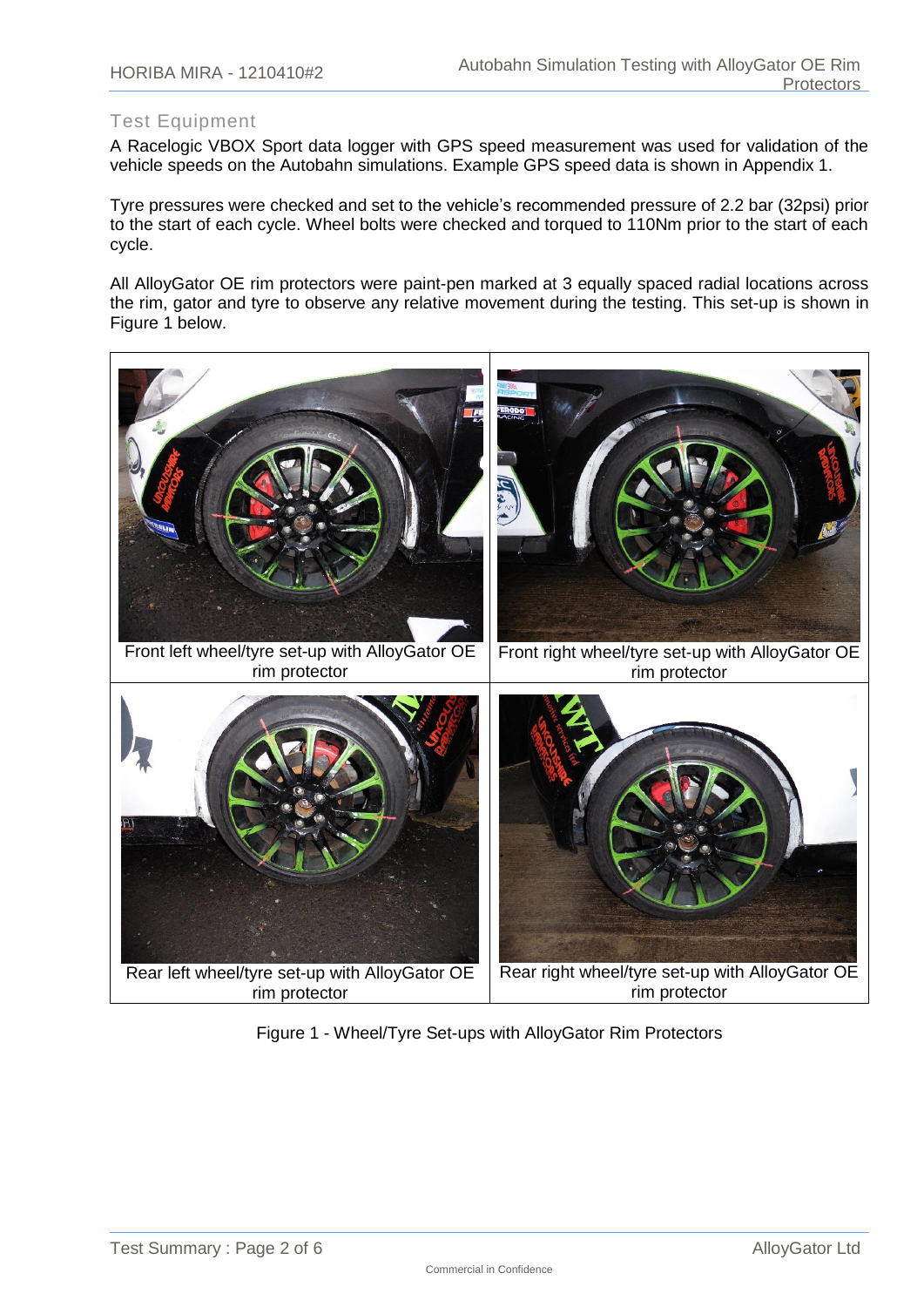## Test Equipment

A Racelogic VBOX Sport data logger with GPS speed measurement was used for validation of the vehicle speeds on the Autobahn simulations. Example GPS speed data is shown in Appendix 1.

Tyre pressures were checked and set to the vehicle's recommended pressure of 2.2 bar (32psi) prior to the start of each cycle. Wheel bolts were checked and torqued to 110Nm prior to the start of each cycle.

All AlloyGator OE rim protectors were paint-pen marked at 3 equally spaced radial locations across the rim, gator and tyre to observe any relative movement during the testing. This set-up is shown in Figure 1 below.

| Front left wheel/tyre set-up with AlloyGator OE rim protector | Front right wheel/tyre set-up with AlloyGator OE rim protector |
|---|---|
| Rear left wheel/tyre set-up with AlloyGator OE rim protector | Rear right wheel/tyre set-up with AlloyGator OE rim protector |

Figure 1 - Wheel/Tyre Set-ups with AlloyGator Rim Protectors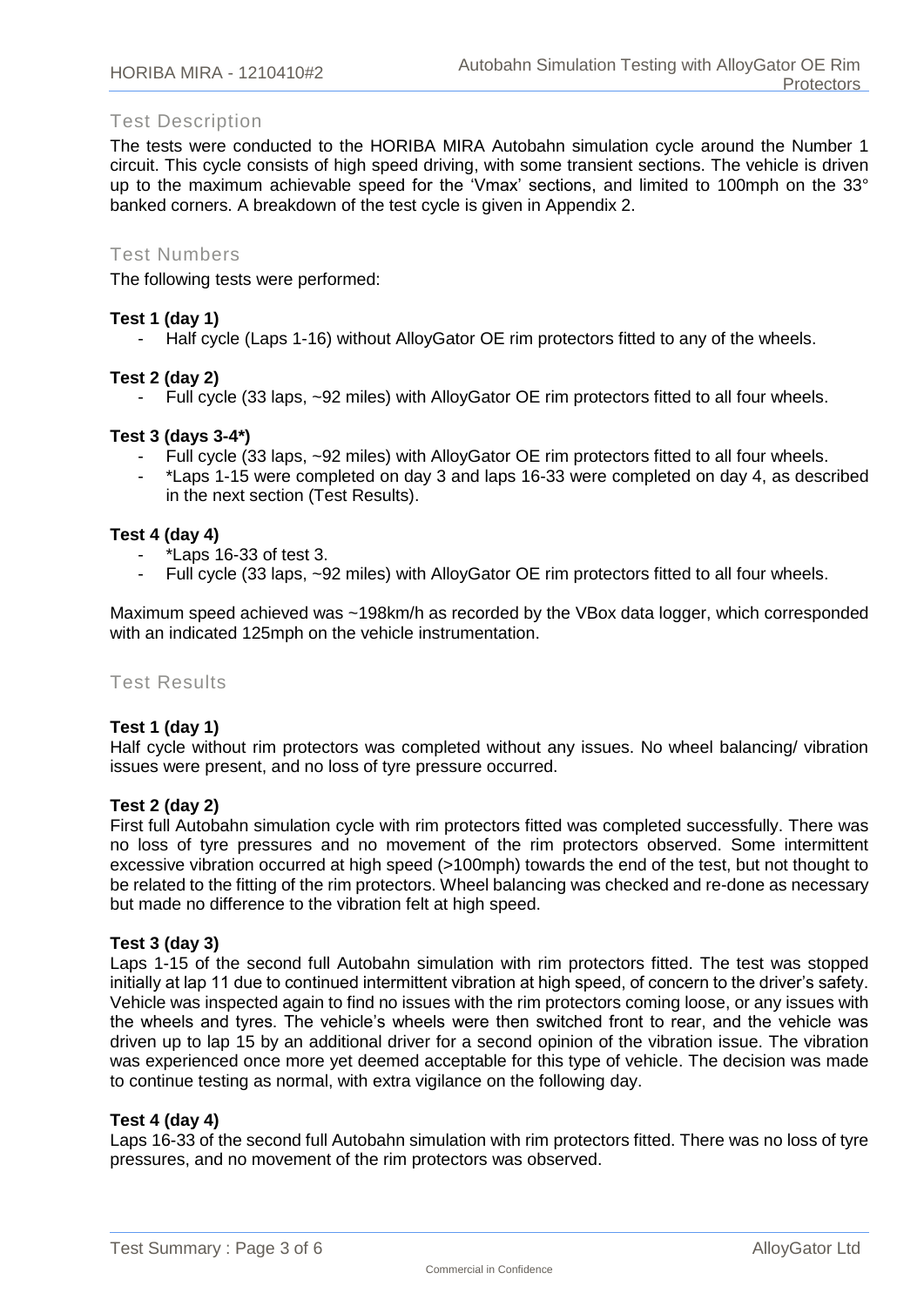## Test Description

The tests were conducted to the HORIBA MIRA Autobahn simulation cycle around the Number 1 circuit. This cycle consists of high speed driving, with some transient sections. The vehicle is driven up to the maximum achievable speed for the 'Vmax' sections, and limited to 100mph on the 33° banked corners. A breakdown of the test cycle is given in Appendix 2.

## Test Numbers

The following tests were performed:

**Test 1 (day 1)**

- Half cycle (Laps 1-16) without AlloyGator OE rim protectors fitted to any of the wheels.

**Test 2 (day 2)**

- Full cycle (33 laps, ~92 miles) with AlloyGator OE rim protectors fitted to all four wheels.

**Test 3 (days 3-4*)**

- Full cycle (33 laps, ~92 miles) with AlloyGator OE rim protectors fitted to all four wheels.
- *Laps 1-15 were completed on day 3 and laps 16-33 were completed on day 4, as described in the next section (Test Results).

**Test 4 (day 4)**

- *Laps 16-33 of test 3.
- Full cycle (33 laps, ~92 miles) with AlloyGator OE rim protectors fitted to all four wheels.

Maximum speed achieved was ~198km/h as recorded by the VBox data logger, which corresponded with an indicated 125mph on the vehicle instrumentation.

## Test Results

**Test 1 (day 1)**

Half cycle without rim protectors was completed without any issues. No wheel balancing/ vibration issues were present, and no loss of tyre pressure occurred.

**Test 2 (day 2)**

First full Autobahn simulation cycle with rim protectors fitted was completed successfully. There was no loss of tyre pressures and no movement of the rim protectors observed. Some intermittent excessive vibration occurred at high speed (>100mph) towards the end of the test, but not thought to be related to the fitting of the rim protectors. Wheel balancing was checked and re-done as necessary but made no difference to the vibration felt at high speed.

**Test 3 (day 3)**

Laps 1-15 of the second full Autobahn simulation with rim protectors fitted. The test was stopped initially at lap 11 due to continued intermittent vibration at high speed, of concern to the driver's safety. Vehicle was inspected again to find no issues with the rim protectors coming loose, or any issues with the wheels and tyres. The vehicle's wheels were then switched front to rear, and the vehicle was driven up to lap 15 by an additional driver for a second opinion of the vibration issue. The vibration was experienced once more yet deemed acceptable for this type of vehicle. The decision was made to continue testing as normal, with extra vigilance on the following day.

**Test 4 (day 4)**

Laps 16-33 of the second full Autobahn simulation with rim protectors fitted. There was no loss of tyre pressures, and no movement of the rim protectors was observed.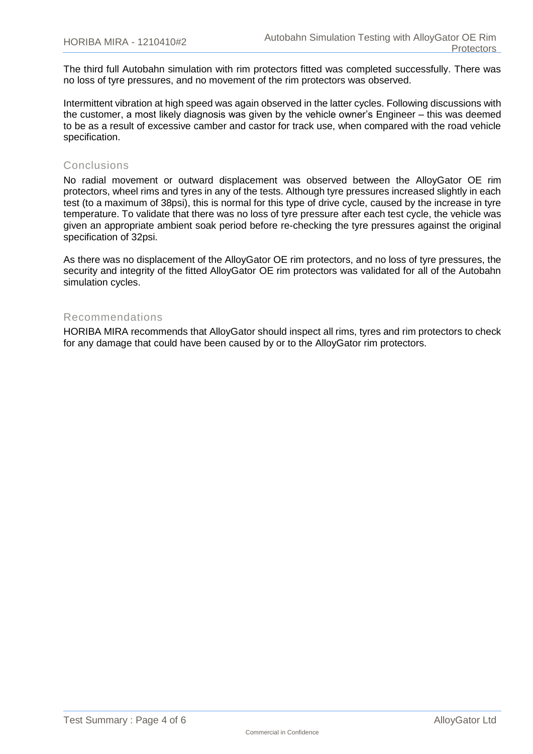The third full Autobahn simulation with rim protectors fitted was completed successfully. There was no loss of tyre pressures, and no movement of the rim protectors was observed.

Intermittent vibration at high speed was again observed in the latter cycles. Following discussions with the customer, a most likely diagnosis was given by the vehicle owner's Engineer – this was deemed to be as a result of excessive camber and castor for track use, when compared with the road vehicle specification.

## Conclusions

No radial movement or outward displacement was observed between the AlloyGator OE rim protectors, wheel rims and tyres in any of the tests. Although tyre pressures increased slightly in each test (to a maximum of 38psi), this is normal for this type of drive cycle, caused by the increase in tyre temperature. To validate that there was no loss of tyre pressure after each test cycle, the vehicle was given an appropriate ambient soak period before re-checking the tyre pressures against the original specification of 32psi.

As there was no displacement of the AlloyGator OE rim protectors, and no loss of tyre pressures, the security and integrity of the fitted AlloyGator OE rim protectors was validated for all of the Autobahn simulation cycles.

## Recommendations

HORIBA MIRA recommends that AlloyGator should inspect all rims, tyres and rim protectors to check for any damage that could have been caused by or to the AlloyGator rim protectors.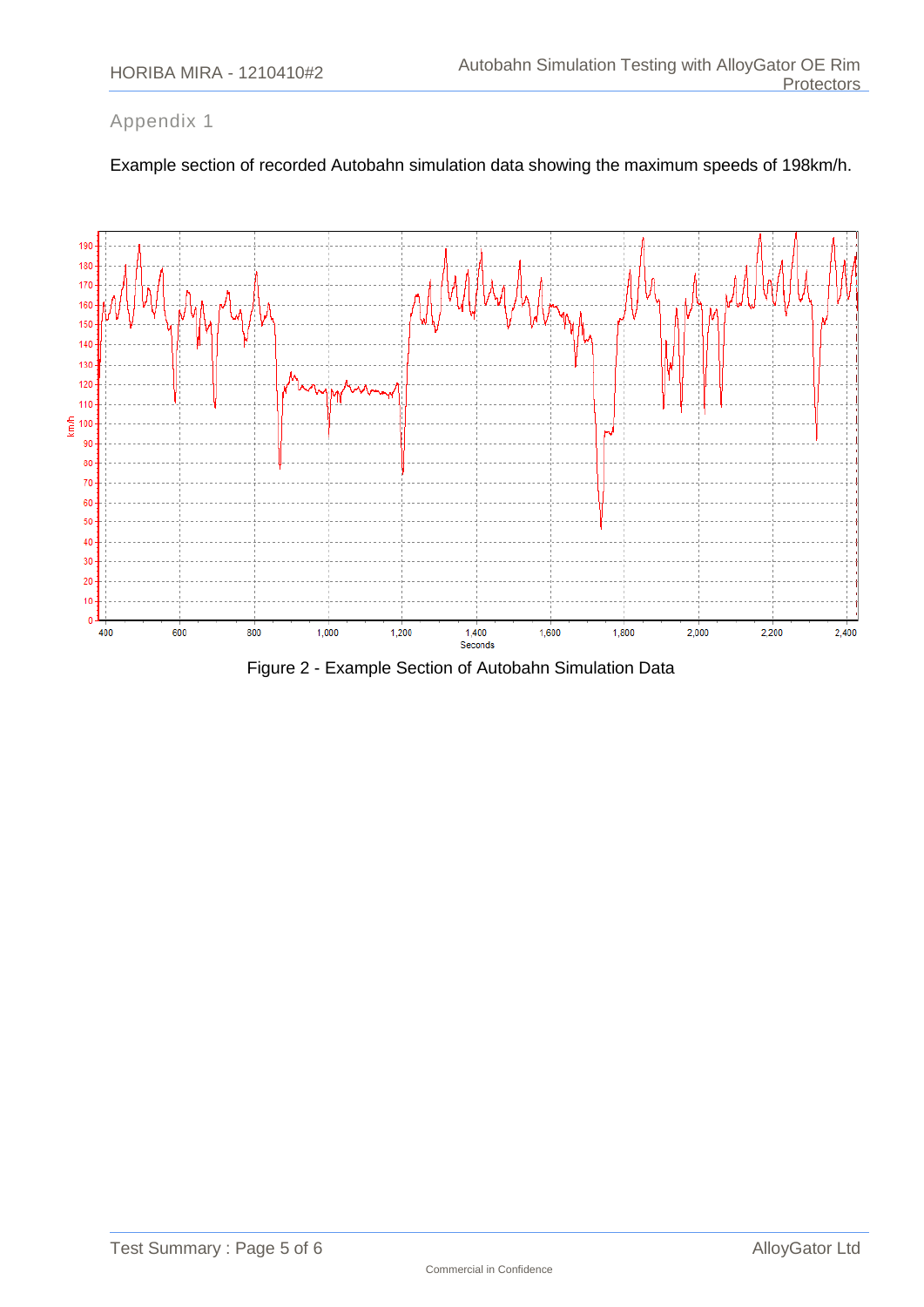## Appendix 1

Example section of recorded Autobahn simulation data showing the maximum speeds of 198km/h.

Figure 2 - Example Section of Autobahn Simulation Data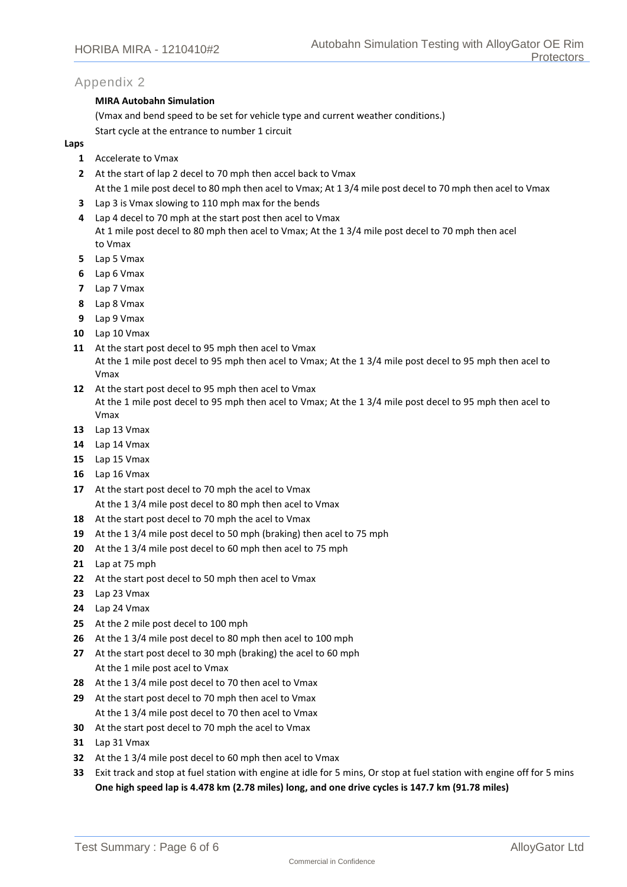## Appendix 2

**MIRA Autobahn Simulation**

(Vmax and bend speed to be set for vehicle type and current weather conditions.)

Start cycle at the entrance to number 1 circuit

**Laps**

| Lap | |
|---|---|
| **1** | Accelerate to Vmax |
| **2** | At the start of lap 2 decel to 70 mph then accel back to Vmax<br>At the 1 mile post decel to 80 mph then acel to Vmax; At 1 3/4 mile post decel to 70 mph then acel to Vmax |
| **3** | Lap 3 is Vmax slowing to 110 mph max for the bends |
| **4** | Lap 4 decel to 70 mph at the start post then acel to Vmax<br>At 1 mile post decel to 80 mph then acel to Vmax; At the 1 3/4 mile post decel to 70 mph then acel to Vmax |
| **5** | Lap 5 Vmax |
| **6** | Lap 6 Vmax |
| **7** | Lap 7 Vmax |
| **8** | Lap 8 Vmax |
| **9** | Lap 9 Vmax |
| **10** | Lap 10 Vmax |
| **11** | At the start post decel to 95 mph then acel to Vmax<br>At the 1 mile post decel to 95 mph then acel to Vmax; At the 1 3/4 mile post decel to 95 mph then acel to Vmax |
| **12** | At the start post decel to 95 mph then acel to Vmax<br>At the 1 mile post decel to 95 mph then acel to Vmax; At the 1 3/4 mile post decel to 95 mph then acel to Vmax |
| **13** | Lap 13 Vmax |
| **14** | Lap 14 Vmax |
| **15** | Lap 15 Vmax |
| **16** | Lap 16 Vmax |
| **17** | At the start post decel to 70 mph the acel to Vmax<br>At the 1 3/4 mile post decel to 80 mph then acel to Vmax |
| **18** | At the start post decel to 70 mph the acel to Vmax |
| **19** | At the 1 3/4 mile post decel to 50 mph (braking) then acel to 75 mph |
| **20** | At the 1 3/4 mile post decel to 60 mph then acel to 75 mph |
| **21** | Lap at 75 mph |
| **22** | At the start post decel to 50 mph then acel to Vmax |
| **23** | Lap 23 Vmax |
| **24** | Lap 24 Vmax |
| **25** | At the 2 mile post decel to 100 mph |
| **26** | At the 1 3/4 mile post decel to 80 mph then acel to 100 mph |
| **27** | At the start post decel to 30 mph (braking) the acel to 60 mph<br>At the 1 mile post acel to Vmax |
| **28** | At the 1 3/4 mile post decel to 70 then acel to Vmax |
| **29** | At the start post decel to 70 mph then acel to Vmax<br>At the 1 3/4 mile post decel to 70 then acel to Vmax |
| **30** | At the start post decel to 70 mph the acel to Vmax |
| **31** | Lap 31 Vmax |
| **32** | At the 1 3/4 mile post decel to 60 mph then acel to Vmax |
| **33** | Exit track and stop at fuel station with engine at idle for 5 mins, Or stop at fuel station with engine off for 5 mins |

**One high speed lap is 4.478 km (2.78 miles) long, and one drive cycles is 147.7 km (91.78 miles)**